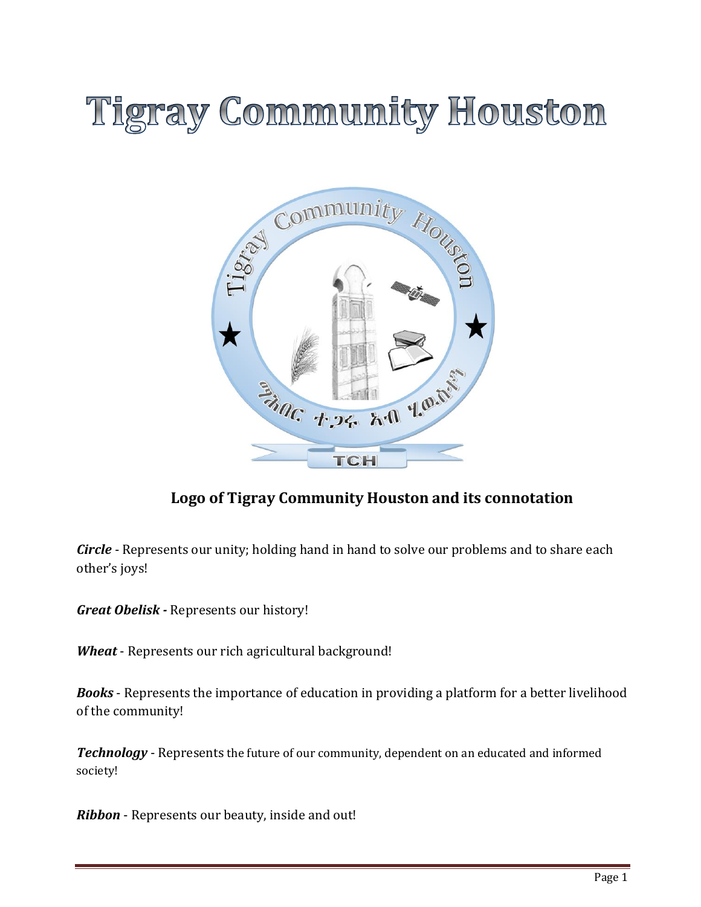# Tigray Community Houston

## Logo of Tigray Community Houston and its connotation

***Circle*** - Represents our unity; holding hand in hand to solve our problems and to share each other's joys!

***Great Obelisk -*** Represents our history!

***Wheat*** - Represents our rich agricultural background!

***Books*** - Represents the importance of education in providing a platform for a better livelihood of the community!

***Technology*** - Represents the future of our community, dependent on an educated and informed society!

***Ribbon*** - Represents our beauty, inside and out!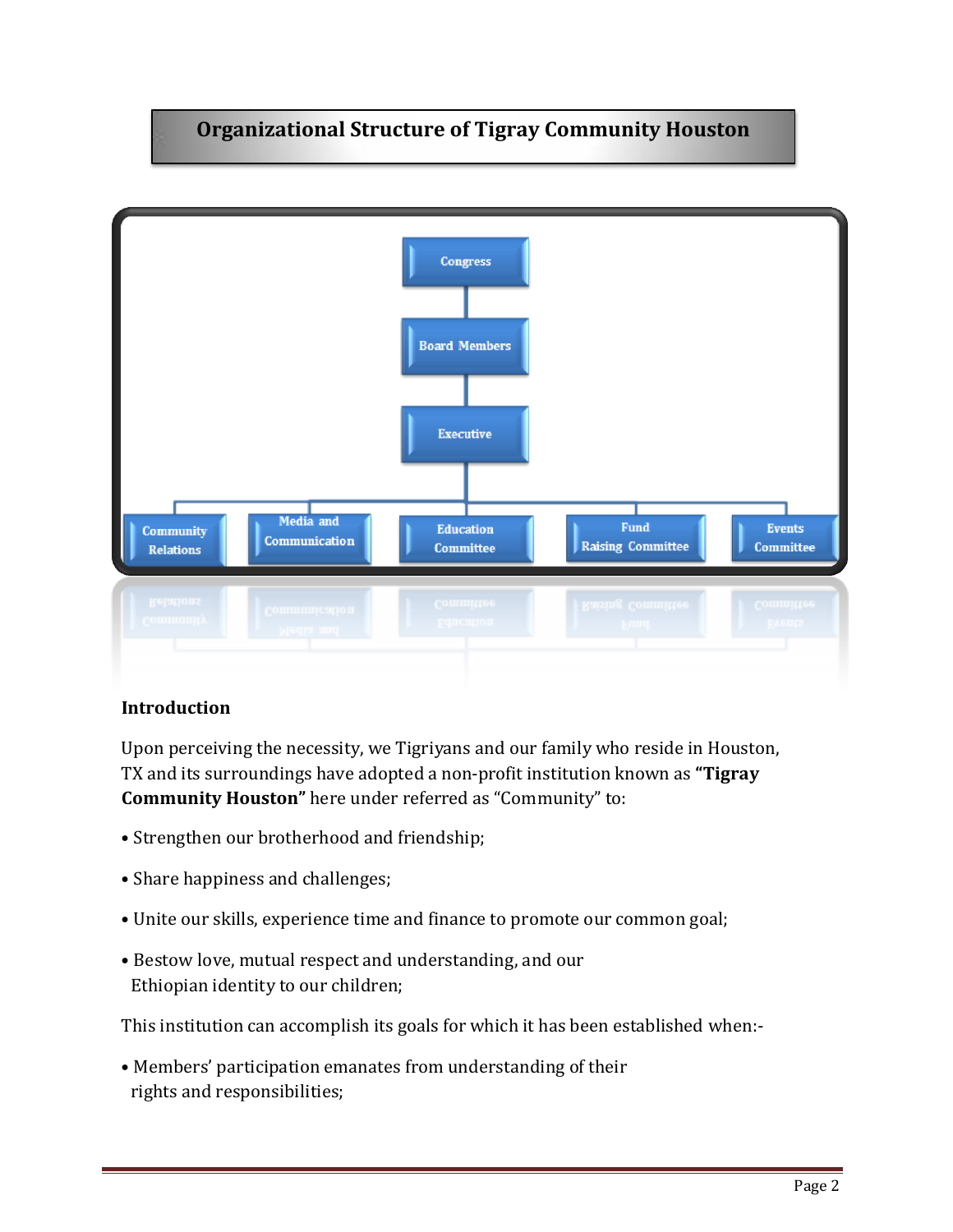# Organizational Structure of Tigray Community Houston

Congress

Board Members

Executive

Community Relations | Media and Communication | Education Committee | Fund Raising Committee | Events Committee

## Introduction

Upon perceiving the necessity, we Tigriyans and our family who reside in Houston, TX and its surroundings have adopted a non-profit institution known as **"Tigray Community Houston"** here under referred as "Community" to:

- Strengthen our brotherhood and friendship;
- Share happiness and challenges;
- Unite our skills, experience time and finance to promote our common goal;
- Bestow love, mutual respect and understanding, and our Ethiopian identity to our children;

This institution can accomplish its goals for which it has been established when:-

- Members' participation emanates from understanding of their rights and responsibilities;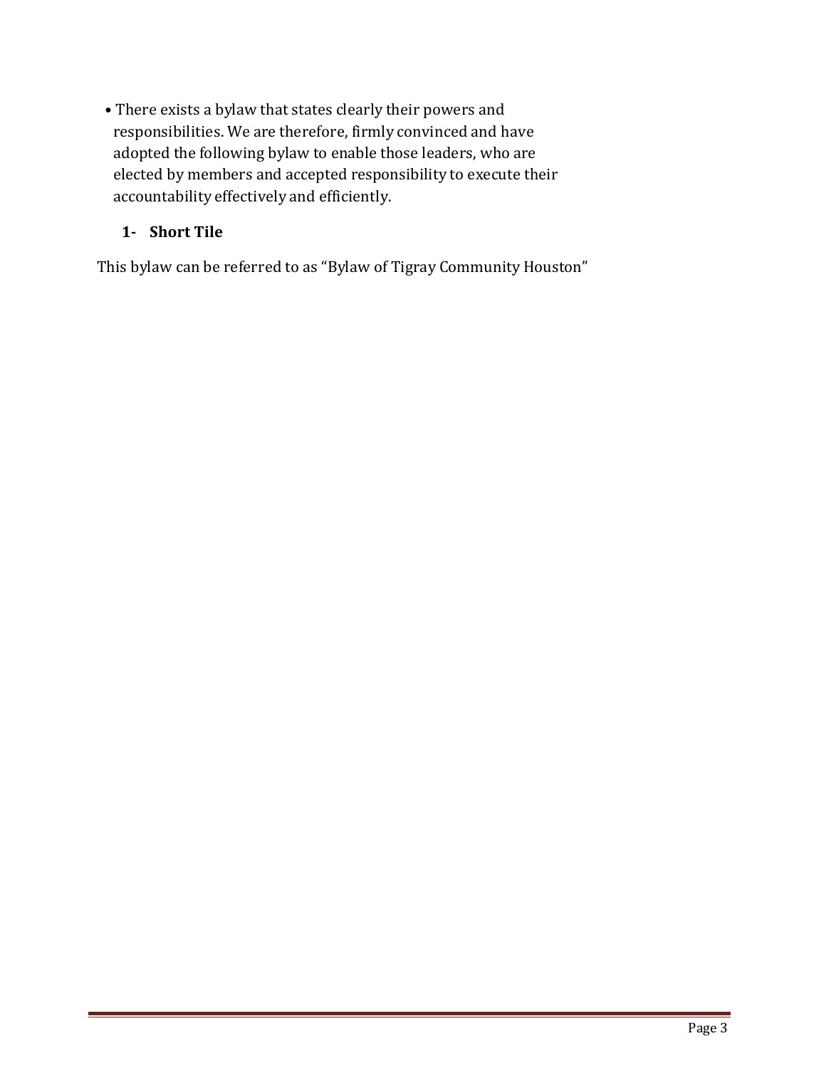- There exists a bylaw that states clearly their powers and responsibilities. We are therefore, firmly convinced and have adopted the following bylaw to enable those leaders, who are elected by members and accepted responsibility to execute their accountability effectively and efficiently.

### 1- Short Tile

This bylaw can be referred to as "Bylaw of Tigray Community Houston"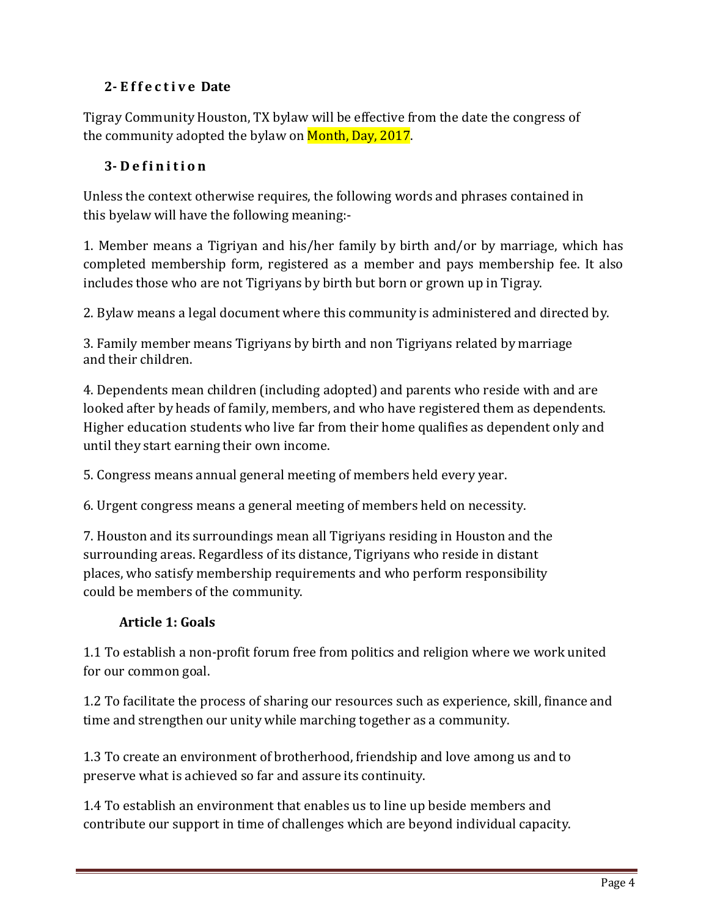## 2- Effective Date

Tigray Community Houston, TX bylaw will be effective from the date the congress of the community adopted the bylaw on Month, Day, 2017.

## 3- Definition

Unless the context otherwise requires, the following words and phrases contained in this byelaw will have the following meaning:-

1. Member means a Tigriyan and his/her family by birth and/or by marriage, which has completed membership form, registered as a member and pays membership fee. It also includes those who are not Tigriyans by birth but born or grown up in Tigray.

2. Bylaw means a legal document where this community is administered and directed by.

3. Family member means Tigriyans by birth and non Tigriyans related by marriage and their children.

4. Dependents mean children (including adopted) and parents who reside with and are looked after by heads of family, members, and who have registered them as dependents. Higher education students who live far from their home qualifies as dependent only and until they start earning their own income.

5. Congress means annual general meeting of members held every year.

6. Urgent congress means a general meeting of members held on necessity.

7. Houston and its surroundings mean all Tigriyans residing in Houston and the surrounding areas. Regardless of its distance, Tigriyans who reside in distant places, who satisfy membership requirements and who perform responsibility could be members of the community.

### Article 1: Goals

1.1 To establish a non-profit forum free from politics and religion where we work united for our common goal.

1.2 To facilitate the process of sharing our resources such as experience, skill, finance and time and strengthen our unity while marching together as a community.

1.3 To create an environment of brotherhood, friendship and love among us and to preserve what is achieved so far and assure its continuity.

1.4 To establish an environment that enables us to line up beside members and contribute our support in time of challenges which are beyond individual capacity.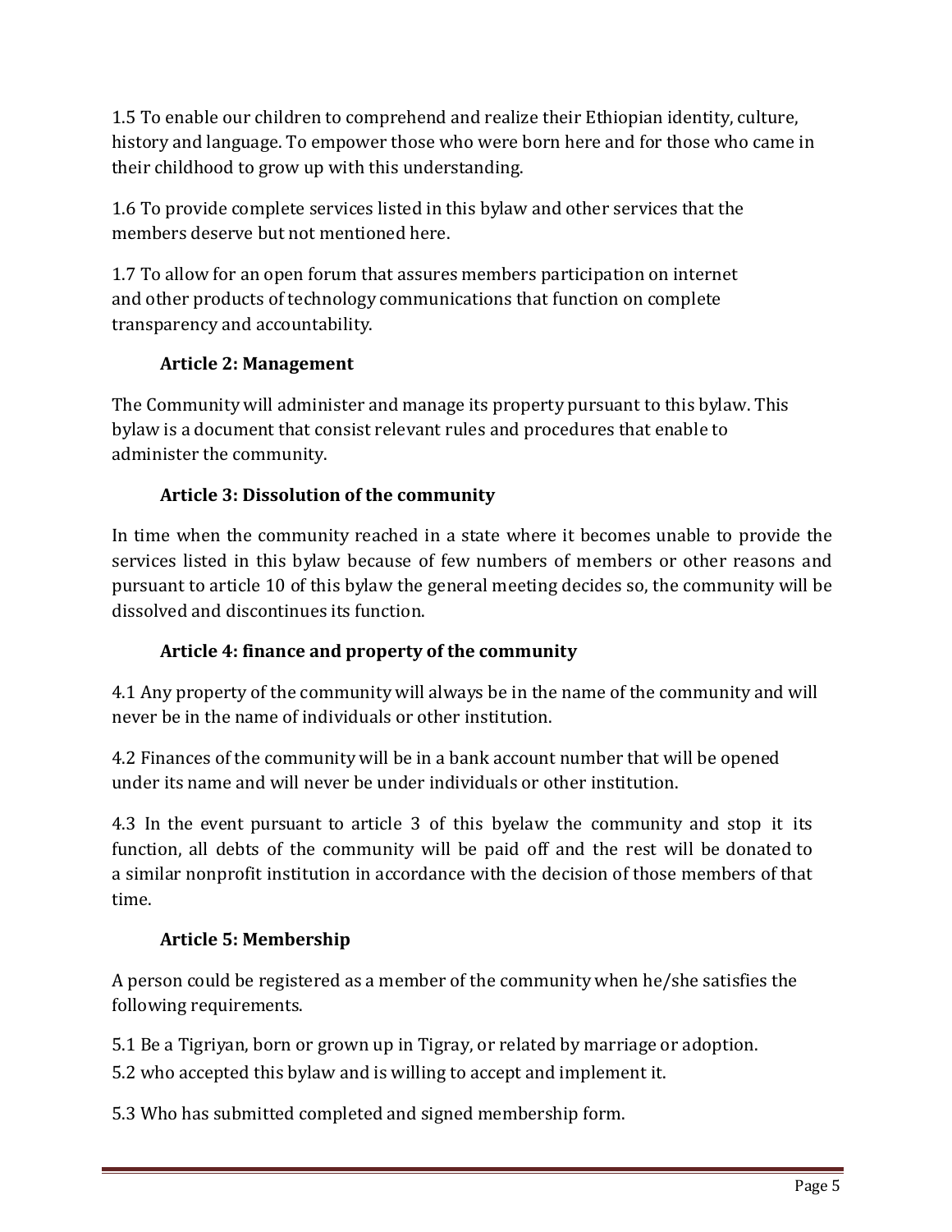1.5 To enable our children to comprehend and realize their Ethiopian identity, culture, history and language. To empower those who were born here and for those who came in their childhood to grow up with this understanding.

1.6 To provide complete services listed in this bylaw and other services that the members deserve but not mentioned here.

1.7 To allow for an open forum that assures members participation on internet and other products of technology communications that function on complete transparency and accountability.

## Article 2: Management

The Community will administer and manage its property pursuant to this bylaw. This bylaw is a document that consist relevant rules and procedures that enable to administer the community.

## Article 3: Dissolution of the community

In time when the community reached in a state where it becomes unable to provide the services listed in this bylaw because of few numbers of members or other reasons and pursuant to article 10 of this bylaw the general meeting decides so, the community will be dissolved and discontinues its function.

## Article 4: finance and property of the community

4.1 Any property of the community will always be in the name of the community and will never be in the name of individuals or other institution.

4.2 Finances of the community will be in a bank account number that will be opened under its name and will never be under individuals or other institution.

4.3 In the event pursuant to article 3 of this byelaw the community and stop it its function, all debts of the community will be paid off and the rest will be donated to a similar nonprofit institution in accordance with the decision of those members of that time.

## Article 5: Membership

A person could be registered as a member of the community when he/she satisfies the following requirements.

5.1 Be a Tigriyan, born or grown up in Tigray, or related by marriage or adoption.

5.2 who accepted this bylaw and is willing to accept and implement it.

5.3 Who has submitted completed and signed membership form.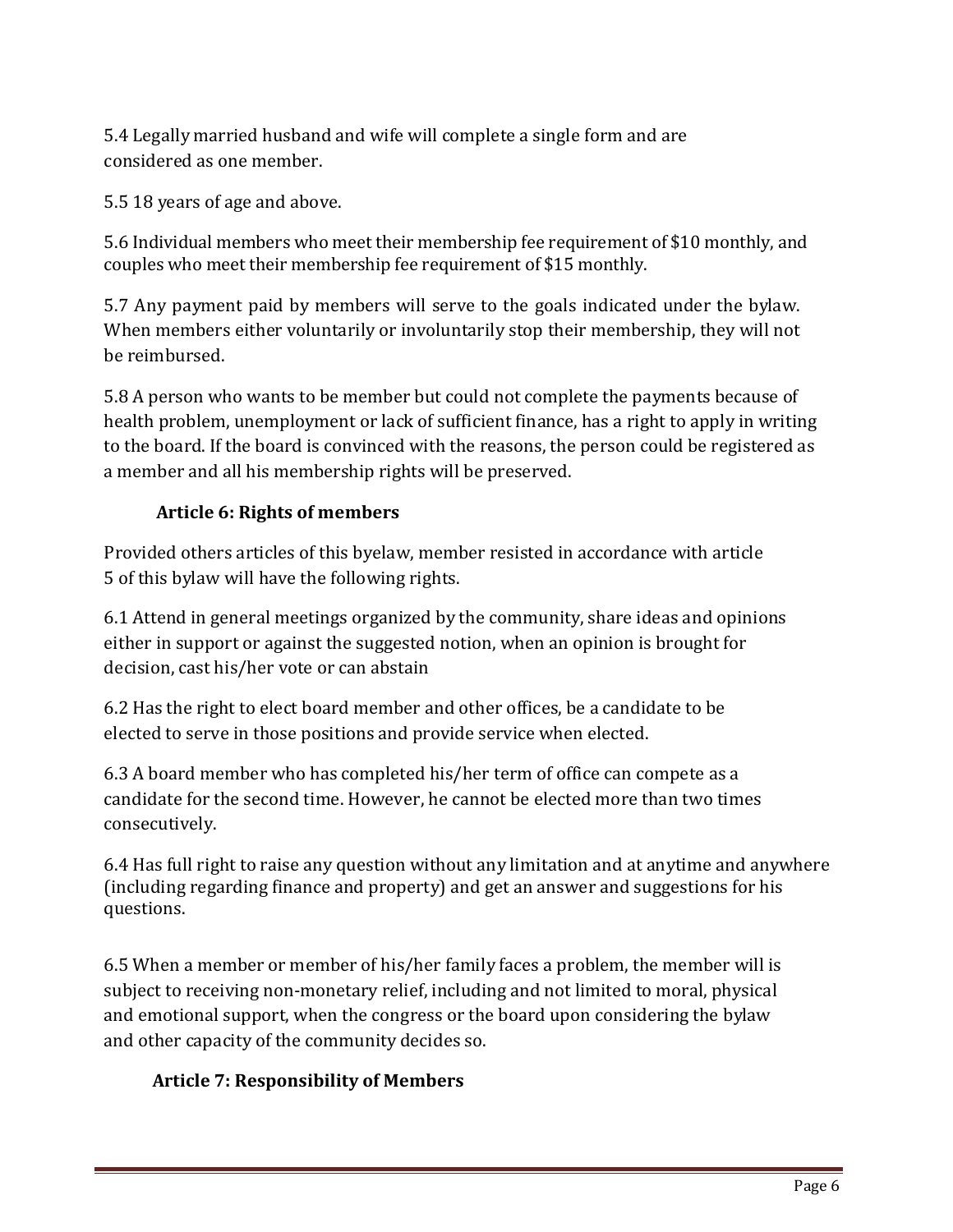5.4 Legally married husband and wife will complete a single form and are considered as one member.

5.5 18 years of age and above.

5.6 Individual members who meet their membership fee requirement of $10 monthly, and couples who meet their membership fee requirement of $15 monthly.

5.7 Any payment paid by members will serve to the goals indicated under the bylaw. When members either voluntarily or involuntarily stop their membership, they will not be reimbursed.

5.8 A person who wants to be member but could not complete the payments because of health problem, unemployment or lack of sufficient finance, has a right to apply in writing to the board. If the board is convinced with the reasons, the person could be registered as a member and all his membership rights will be preserved.

### Article 6: Rights of members

Provided others articles of this byelaw, member resisted in accordance with article 5 of this bylaw will have the following rights.

6.1 Attend in general meetings organized by the community, share ideas and opinions either in support or against the suggested notion, when an opinion is brought for decision, cast his/her vote or can abstain

6.2 Has the right to elect board member and other offices, be a candidate to be elected to serve in those positions and provide service when elected.

6.3 A board member who has completed his/her term of office can compete as a candidate for the second time. However, he cannot be elected more than two times consecutively.

6.4 Has full right to raise any question without any limitation and at anytime and anywhere (including regarding finance and property) and get an answer and suggestions for his questions.

6.5 When a member or member of his/her family faces a problem, the member will is subject to receiving non-monetary relief, including and not limited to moral, physical and emotional support, when the congress or the board upon considering the bylaw and other capacity of the community decides so.

### Article 7: Responsibility of Members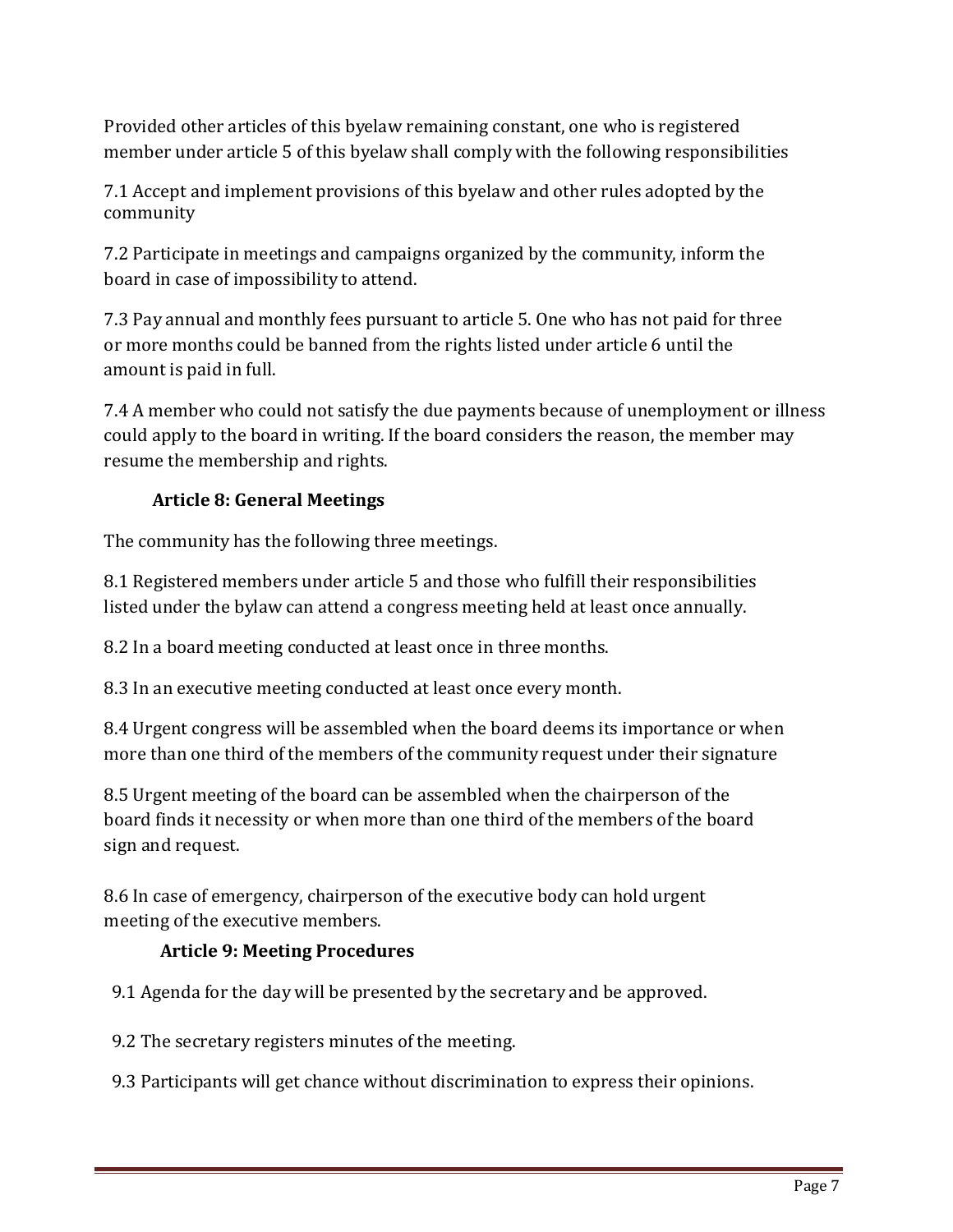Provided other articles of this byelaw remaining constant, one who is registered member under article 5 of this byelaw shall comply with the following responsibilities

7.1 Accept and implement provisions of this byelaw and other rules adopted by the community

7.2 Participate in meetings and campaigns organized by the community, inform the board in case of impossibility to attend.

7.3 Pay annual and monthly fees pursuant to article 5. One who has not paid for three or more months could be banned from the rights listed under article 6 until the amount is paid in full.

7.4 A member who could not satisfy the due payments because of unemployment or illness could apply to the board in writing. If the board considers the reason, the member may resume the membership and rights.

### Article 8: General Meetings

The community has the following three meetings.

8.1 Registered members under article 5 and those who fulfill their responsibilities listed under the bylaw can attend a congress meeting held at least once annually.

8.2 In a board meeting conducted at least once in three months.

8.3 In an executive meeting conducted at least once every month.

8.4 Urgent congress will be assembled when the board deems its importance or when more than one third of the members of the community request under their signature

8.5 Urgent meeting of the board can be assembled when the chairperson of the board finds it necessity or when more than one third of the members of the board sign and request.

8.6 In case of emergency, chairperson of the executive body can hold urgent meeting of the executive members.

### Article 9: Meeting Procedures

9.1 Agenda for the day will be presented by the secretary and be approved.

9.2 The secretary registers minutes of the meeting.

9.3 Participants will get chance without discrimination to express their opinions.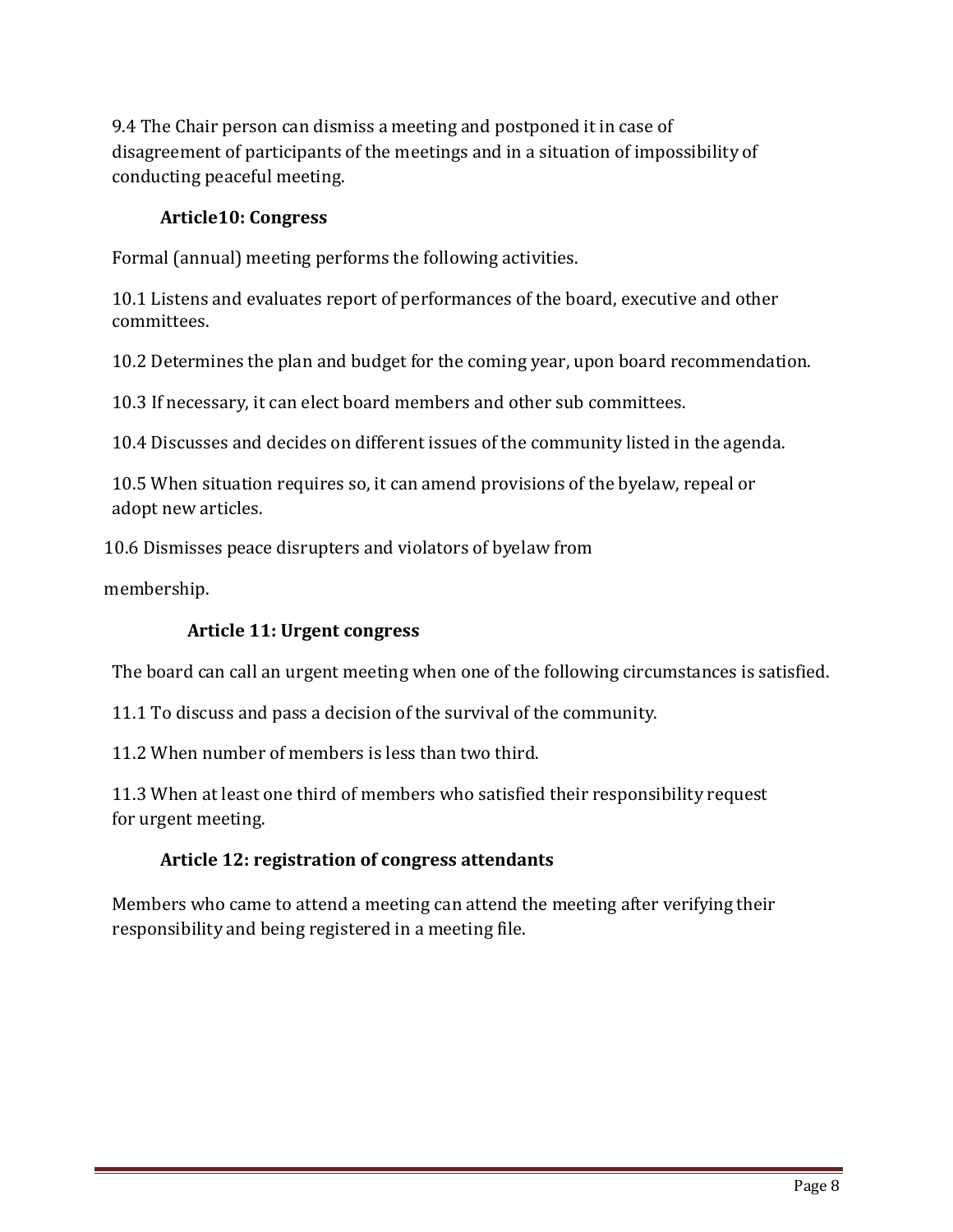9.4 The Chair person can dismiss a meeting and postponed it in case of disagreement of participants of the meetings and in a situation of impossibility of conducting peaceful meeting.

### Article10: Congress

Formal (annual) meeting performs the following activities.

10.1 Listens and evaluates report of performances of the board, executive and other committees.

10.2 Determines the plan and budget for the coming year, upon board recommendation.

10.3 If necessary, it can elect board members and other sub committees.

10.4 Discusses and decides on different issues of the community listed in the agenda.

10.5 When situation requires so, it can amend provisions of the byelaw, repeal or adopt new articles.

10.6 Dismisses peace disrupters and violators of byelaw from membership.

### Article 11: Urgent congress

The board can call an urgent meeting when one of the following circumstances is satisfied.

11.1 To discuss and pass a decision of the survival of the community.

11.2 When number of members is less than two third.

11.3 When at least one third of members who satisfied their responsibility request for urgent meeting.

### Article 12: registration of congress attendants

Members who came to attend a meeting can attend the meeting after verifying their responsibility and being registered in a meeting file.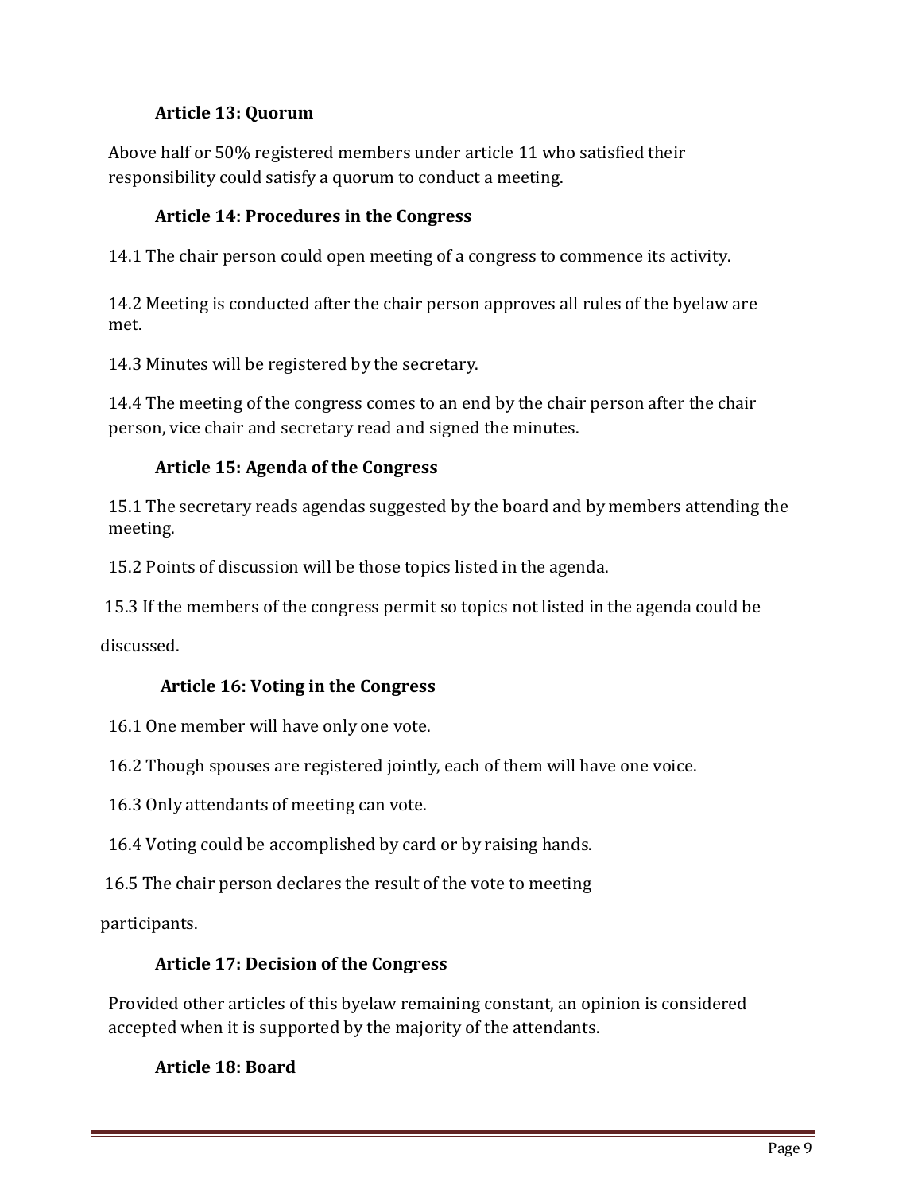### Article 13: Quorum

Above half or 50% registered members under article 11 who satisfied their responsibility could satisfy a quorum to conduct a meeting.

### Article 14: Procedures in the Congress

14.1 The chair person could open meeting of a congress to commence its activity.

14.2 Meeting is conducted after the chair person approves all rules of the byelaw are met.

14.3 Minutes will be registered by the secretary.

14.4 The meeting of the congress comes to an end by the chair person after the chair person, vice chair and secretary read and signed the minutes.

### Article 15: Agenda of the Congress

15.1 The secretary reads agendas suggested by the board and by members attending the meeting.

15.2 Points of discussion will be those topics listed in the agenda.

15.3 If the members of the congress permit so topics not listed in the agenda could be discussed.

### Article 16: Voting in the Congress

16.1 One member will have only one vote.

16.2 Though spouses are registered jointly, each of them will have one voice.

16.3 Only attendants of meeting can vote.

16.4 Voting could be accomplished by card or by raising hands.

16.5 The chair person declares the result of the vote to meeting participants.

### Article 17: Decision of the Congress

Provided other articles of this byelaw remaining constant, an opinion is considered accepted when it is supported by the majority of the attendants.

### Article 18: Board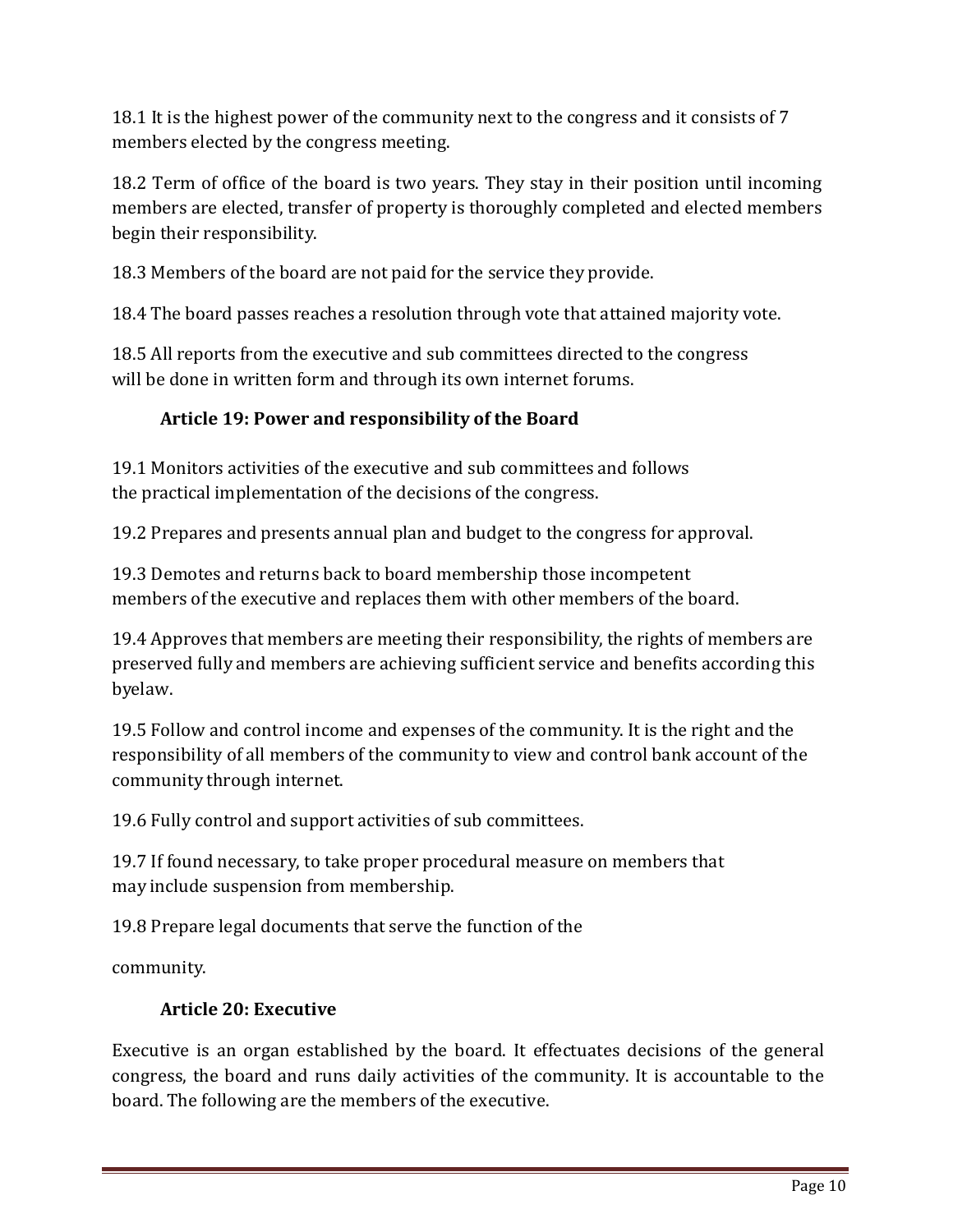18.1 It is the highest power of the community next to the congress and it consists of 7 members elected by the congress meeting.

18.2 Term of office of the board is two years. They stay in their position until incoming members are elected, transfer of property is thoroughly completed and elected members begin their responsibility.

18.3 Members of the board are not paid for the service they provide.

18.4 The board passes reaches a resolution through vote that attained majority vote.

18.5 All reports from the executive and sub committees directed to the congress will be done in written form and through its own internet forums.

### Article 19: Power and responsibility of the Board

19.1 Monitors activities of the executive and sub committees and follows the practical implementation of the decisions of the congress.

19.2 Prepares and presents annual plan and budget to the congress for approval.

19.3 Demotes and returns back to board membership those incompetent members of the executive and replaces them with other members of the board.

19.4 Approves that members are meeting their responsibility, the rights of members are preserved fully and members are achieving sufficient service and benefits according this byelaw.

19.5 Follow and control income and expenses of the community. It is the right and the responsibility of all members of the community to view and control bank account of the community through internet.

19.6 Fully control and support activities of sub committees.

19.7 If found necessary, to take proper procedural measure on members that may include suspension from membership.

19.8 Prepare legal documents that serve the function of the

community.

### Article 20: Executive

Executive is an organ established by the board. It effectuates decisions of the general congress, the board and runs daily activities of the community. It is accountable to the board. The following are the members of the executive.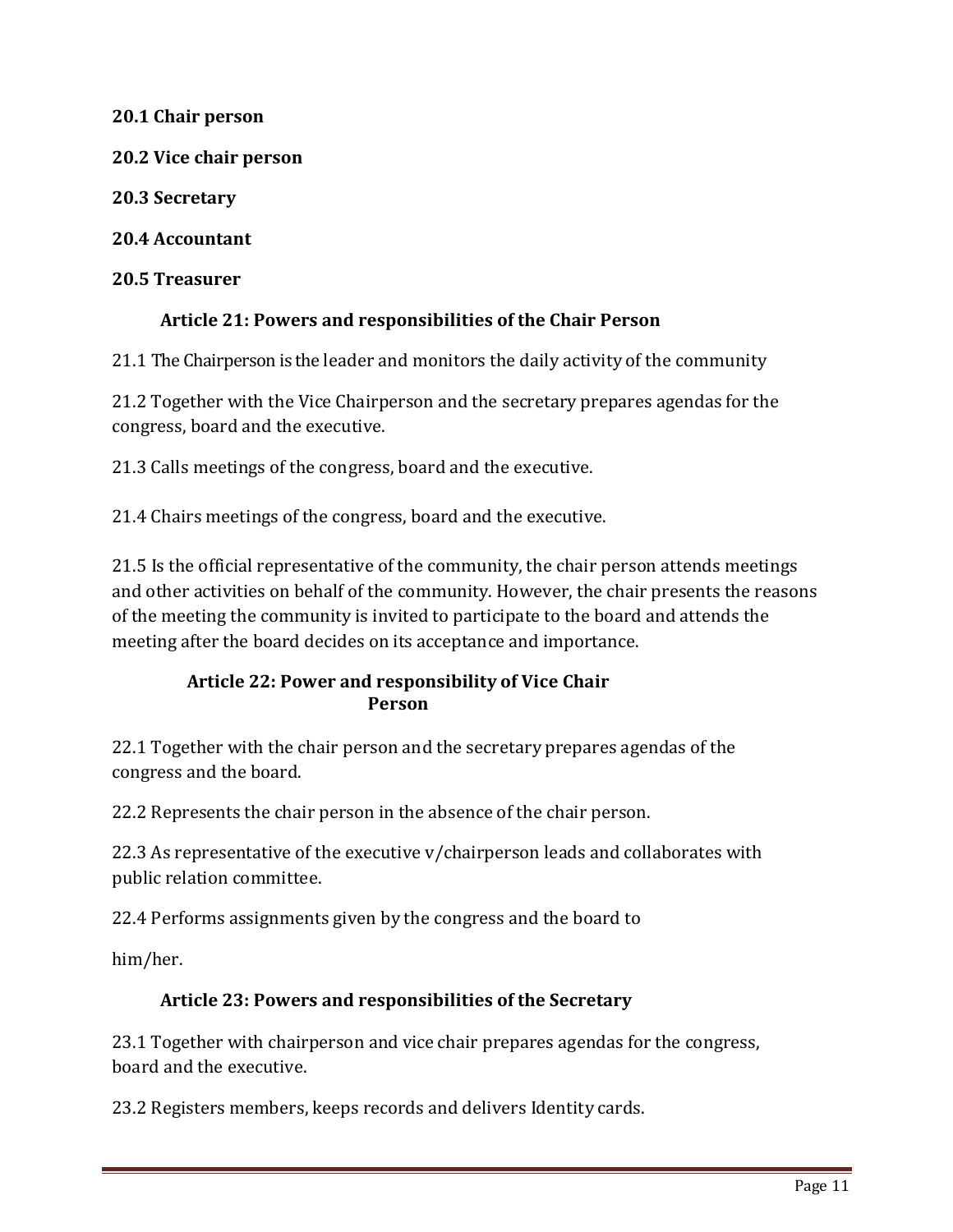**20.1 Chair person**

**20.2 Vice chair person**

**20.3 Secretary**

**20.4 Accountant**

**20.5 Treasurer**

### Article 21: Powers and responsibilities of the Chair Person

21.1 The Chairperson is the leader and monitors the daily activity of the community

21.2 Together with the Vice Chairperson and the secretary prepares agendas for the congress, board and the executive.

21.3 Calls meetings of the congress, board and the executive.

21.4 Chairs meetings of the congress, board and the executive.

21.5 Is the official representative of the community, the chair person attends meetings and other activities on behalf of the community. However, the chair presents the reasons of the meeting the community is invited to participate to the board and attends the meeting after the board decides on its acceptance and importance.

### Article 22: Power and responsibility of Vice Chair Person

22.1 Together with the chair person and the secretary prepares agendas of the congress and the board.

22.2 Represents the chair person in the absence of the chair person.

22.3 As representative of the executive v/chairperson leads and collaborates with public relation committee.

22.4 Performs assignments given by the congress and the board to him/her.

### Article 23: Powers and responsibilities of the Secretary

23.1 Together with chairperson and vice chair prepares agendas for the congress, board and the executive.

23.2 Registers members, keeps records and delivers Identity cards.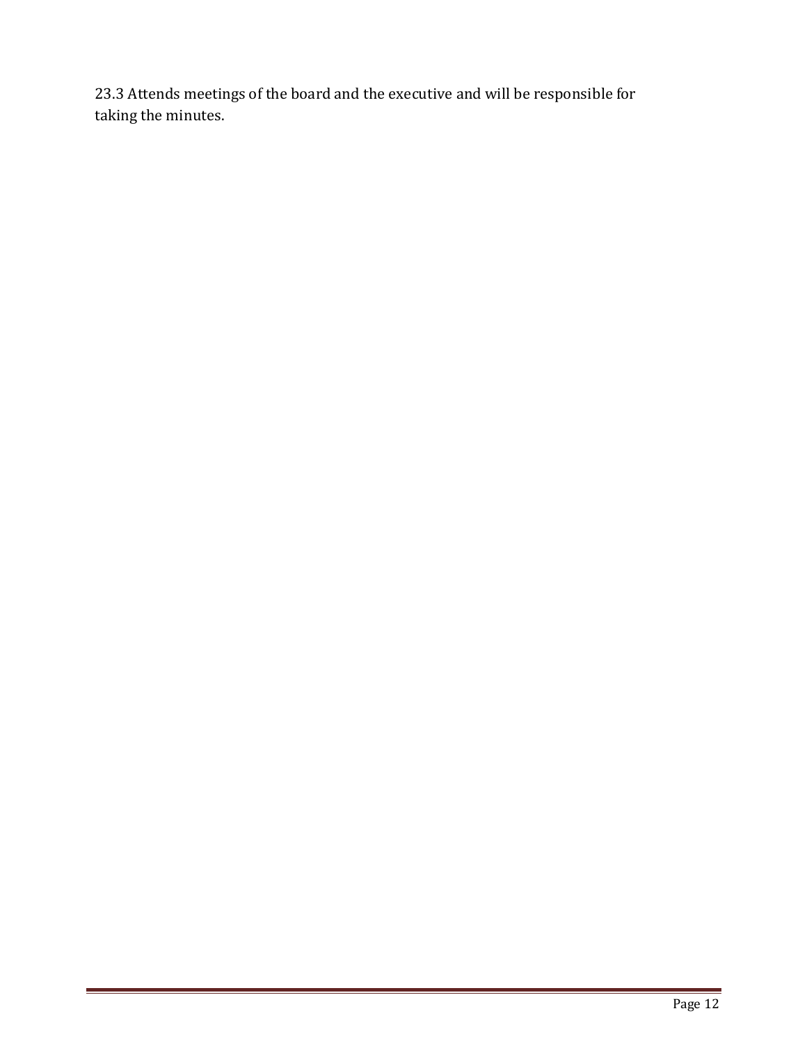23.3 Attends meetings of the board and the executive and will be responsible for taking the minutes.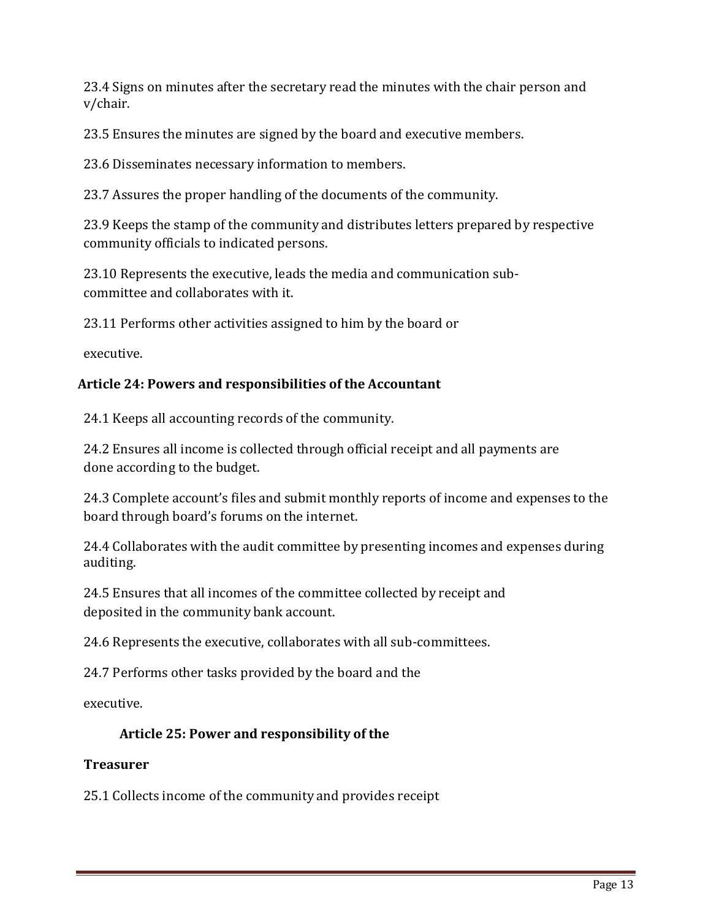23.4 Signs on minutes after the secretary read the minutes with the chair person and v/chair.

23.5 Ensures the minutes are signed by the board and executive members.

23.6 Disseminates necessary information to members.

23.7 Assures the proper handling of the documents of the community.

23.9 Keeps the stamp of the community and distributes letters prepared by respective community officials to indicated persons.

23.10 Represents the executive, leads the media and communication sub-committee and collaborates with it.

23.11 Performs other activities assigned to him by the board or executive.

### Article 24: Powers and responsibilities of the Accountant

24.1 Keeps all accounting records of the community.

24.2 Ensures all income is collected through official receipt and all payments are done according to the budget.

24.3 Complete account's files and submit monthly reports of income and expenses to the board through board's forums on the internet.

24.4 Collaborates with the audit committee by presenting incomes and expenses during auditing.

24.5 Ensures that all incomes of the committee collected by receipt and deposited in the community bank account.

24.6 Represents the executive, collaborates with all sub-committees.

24.7 Performs other tasks provided by the board and the executive.

### Article 25: Power and responsibility of the Treasurer

25.1 Collects income of the community and provides receipt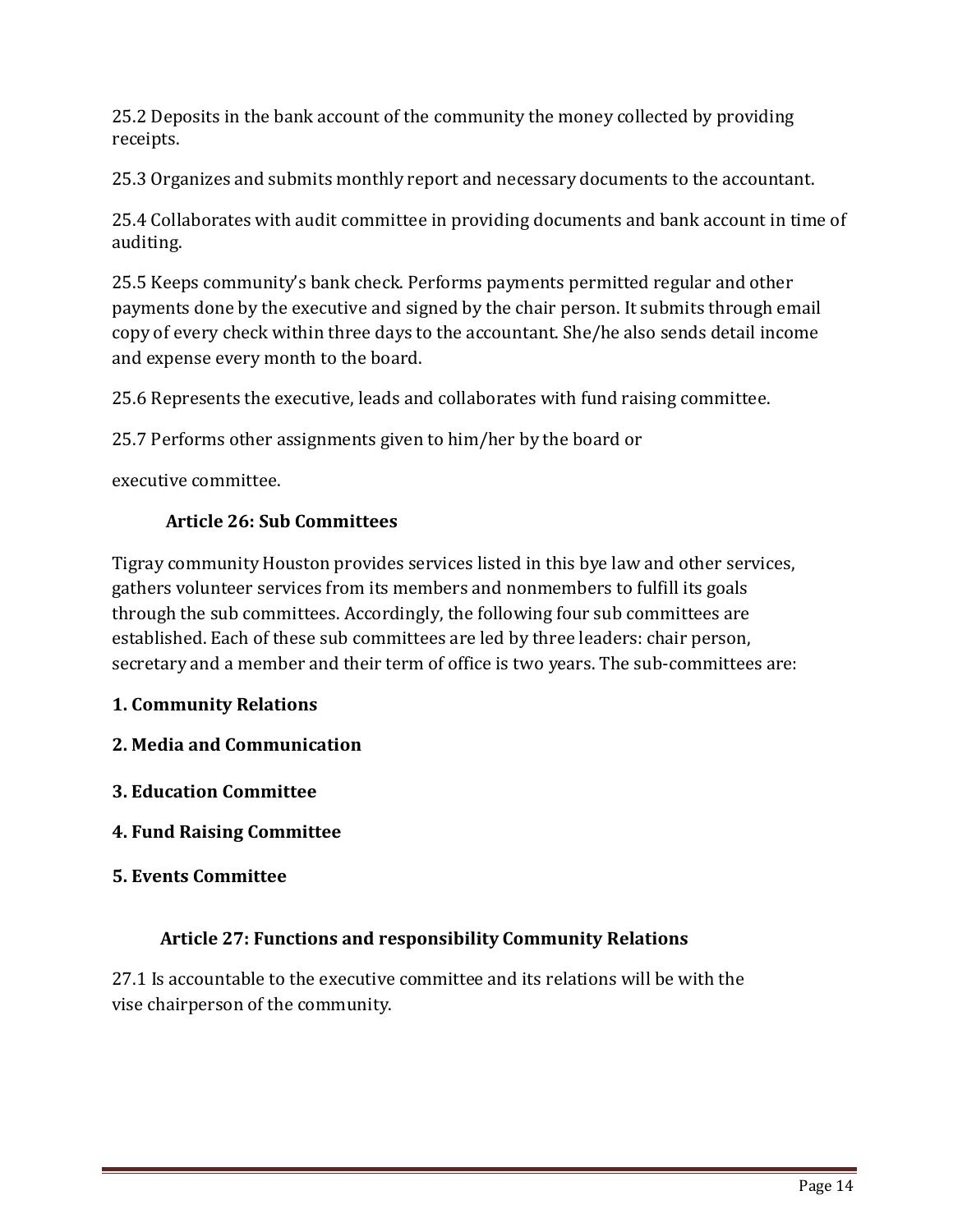25.2 Deposits in the bank account of the community the money collected by providing receipts.

25.3 Organizes and submits monthly report and necessary documents to the accountant.

25.4 Collaborates with audit committee in providing documents and bank account in time of auditing.

25.5 Keeps community's bank check. Performs payments permitted regular and other payments done by the executive and signed by the chair person. It submits through email copy of every check within three days to the accountant. She/he also sends detail income and expense every month to the board.

25.6 Represents the executive, leads and collaborates with fund raising committee.

25.7 Performs other assignments given to him/her by the board or

executive committee.

### Article 26: Sub Committees

Tigray community Houston provides services listed in this bye law and other services, gathers volunteer services from its members and nonmembers to fulfill its goals through the sub committees. Accordingly, the following four sub committees are established. Each of these sub committees are led by three leaders: chair person, secretary and a member and their term of office is two years. The sub-committees are:

**1. Community Relations**

**2. Media and Communication**

**3. Education Committee**

**4. Fund Raising Committee**

**5. Events Committee**

### Article 27: Functions and responsibility Community Relations

27.1 Is accountable to the executive committee and its relations will be with the vise chairperson of the community.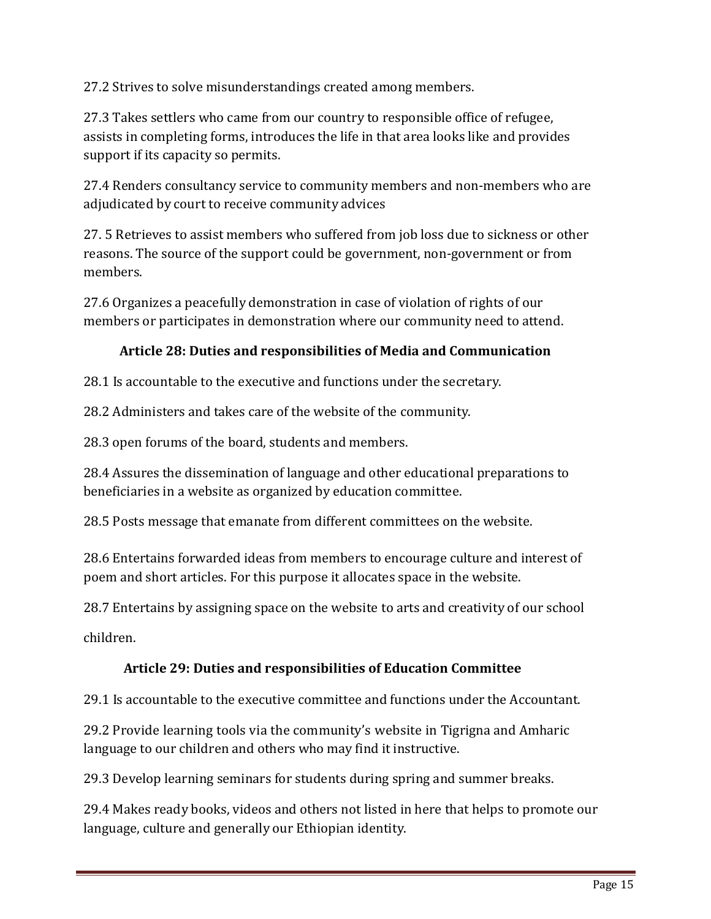27.2 Strives to solve misunderstandings created among members.

27.3 Takes settlers who came from our country to responsible office of refugee, assists in completing forms, introduces the life in that area looks like and provides support if its capacity so permits.

27.4 Renders consultancy service to community members and non-members who are adjudicated by court to receive community advices

27. 5 Retrieves to assist members who suffered from job loss due to sickness or other reasons. The source of the support could be government, non-government or from members.

27.6 Organizes a peacefully demonstration in case of violation of rights of our members or participates in demonstration where our community need to attend.

### Article 28: Duties and responsibilities of Media and Communication

28.1 Is accountable to the executive and functions under the secretary.

28.2 Administers and takes care of the website of the community.

28.3 open forums of the board, students and members.

28.4 Assures the dissemination of language and other educational preparations to beneficiaries in a website as organized by education committee.

28.5 Posts message that emanate from different committees on the website.

28.6 Entertains forwarded ideas from members to encourage culture and interest of poem and short articles. For this purpose it allocates space in the website.

28.7 Entertains by assigning space on the website to arts and creativity of our school children.

### Article 29: Duties and responsibilities of Education Committee

29.1 Is accountable to the executive committee and functions under the Accountant.

29.2 Provide learning tools via the community's website in Tigrigna and Amharic language to our children and others who may find it instructive.

29.3 Develop learning seminars for students during spring and summer breaks.

29.4 Makes ready books, videos and others not listed in here that helps to promote our language, culture and generally our Ethiopian identity.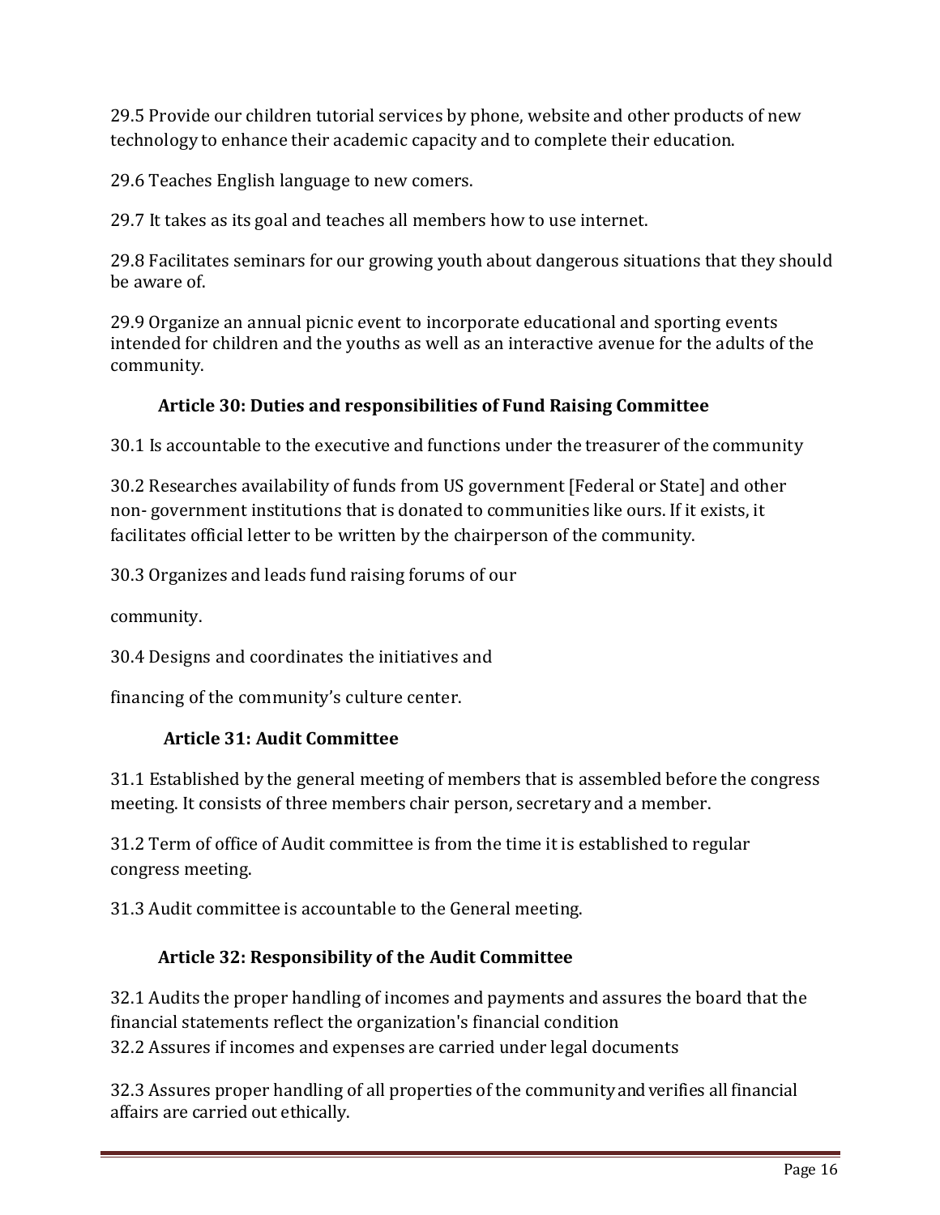29.5 Provide our children tutorial services by phone, website and other products of new technology to enhance their academic capacity and to complete their education.

29.6 Teaches English language to new comers.

29.7 It takes as its goal and teaches all members how to use internet.

29.8 Facilitates seminars for our growing youth about dangerous situations that they should be aware of.

29.9 Organize an annual picnic event to incorporate educational and sporting events intended for children and the youths as well as an interactive avenue for the adults of the community.

### Article 30: Duties and responsibilities of Fund Raising Committee

30.1 Is accountable to the executive and functions under the treasurer of the community

30.2 Researches availability of funds from US government [Federal or State] and other non- government institutions that is donated to communities like ours. If it exists, it facilitates official letter to be written by the chairperson of the community.

30.3 Organizes and leads fund raising forums of our community.

30.4 Designs and coordinates the initiatives and financing of the community's culture center.

### Article 31: Audit Committee

31.1 Established by the general meeting of members that is assembled before the congress meeting. It consists of three members chair person, secretary and a member.

31.2 Term of office of Audit committee is from the time it is established to regular congress meeting.

31.3 Audit committee is accountable to the General meeting.

### Article 32: Responsibility of the Audit Committee

32.1 Audits the proper handling of incomes and payments and assures the board that the financial statements reflect the organization's financial condition

32.2 Assures if incomes and expenses are carried under legal documents

32.3 Assures proper handling of all properties of the community and verifies all financial affairs are carried out ethically.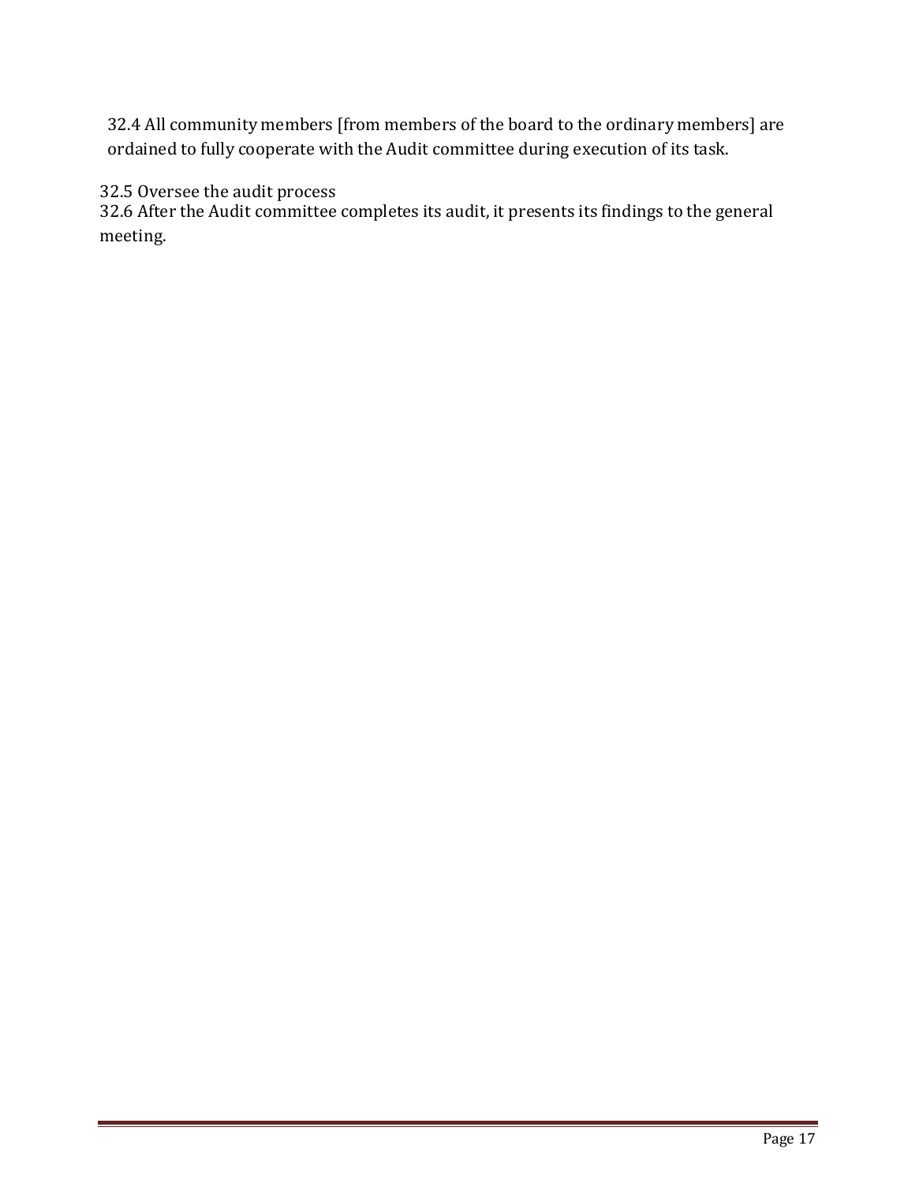32.4 All community members [from members of the board to the ordinary members] are ordained to fully cooperate with the Audit committee during execution of its task.

32.5 Oversee the audit process

32.6 After the Audit committee completes its audit, it presents its findings to the general meeting.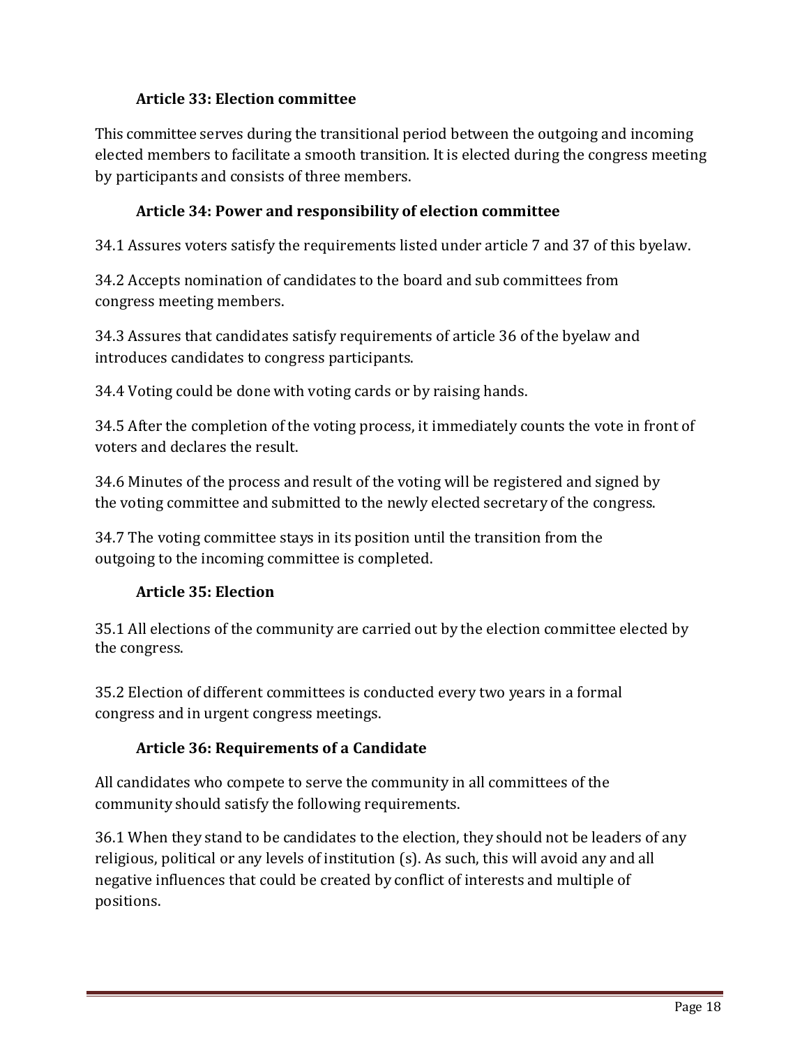### Article 33: Election committee

This committee serves during the transitional period between the outgoing and incoming elected members to facilitate a smooth transition. It is elected during the congress meeting by participants and consists of three members.

### Article 34: Power and responsibility of election committee

34.1 Assures voters satisfy the requirements listed under article 7 and 37 of this byelaw.

34.2 Accepts nomination of candidates to the board and sub committees from congress meeting members.

34.3 Assures that candidates satisfy requirements of article 36 of the byelaw and introduces candidates to congress participants.

34.4 Voting could be done with voting cards or by raising hands.

34.5 After the completion of the voting process, it immediately counts the vote in front of voters and declares the result.

34.6 Minutes of the process and result of the voting will be registered and signed by the voting committee and submitted to the newly elected secretary of the congress.

34.7 The voting committee stays in its position until the transition from the outgoing to the incoming committee is completed.

### Article 35: Election

35.1 All elections of the community are carried out by the election committee elected by the congress.

35.2 Election of different committees is conducted every two years in a formal congress and in urgent congress meetings.

### Article 36: Requirements of a Candidate

All candidates who compete to serve the community in all committees of the community should satisfy the following requirements.

36.1 When they stand to be candidates to the election, they should not be leaders of any religious, political or any levels of institution (s). As such, this will avoid any and all negative influences that could be created by conflict of interests and multiple of positions.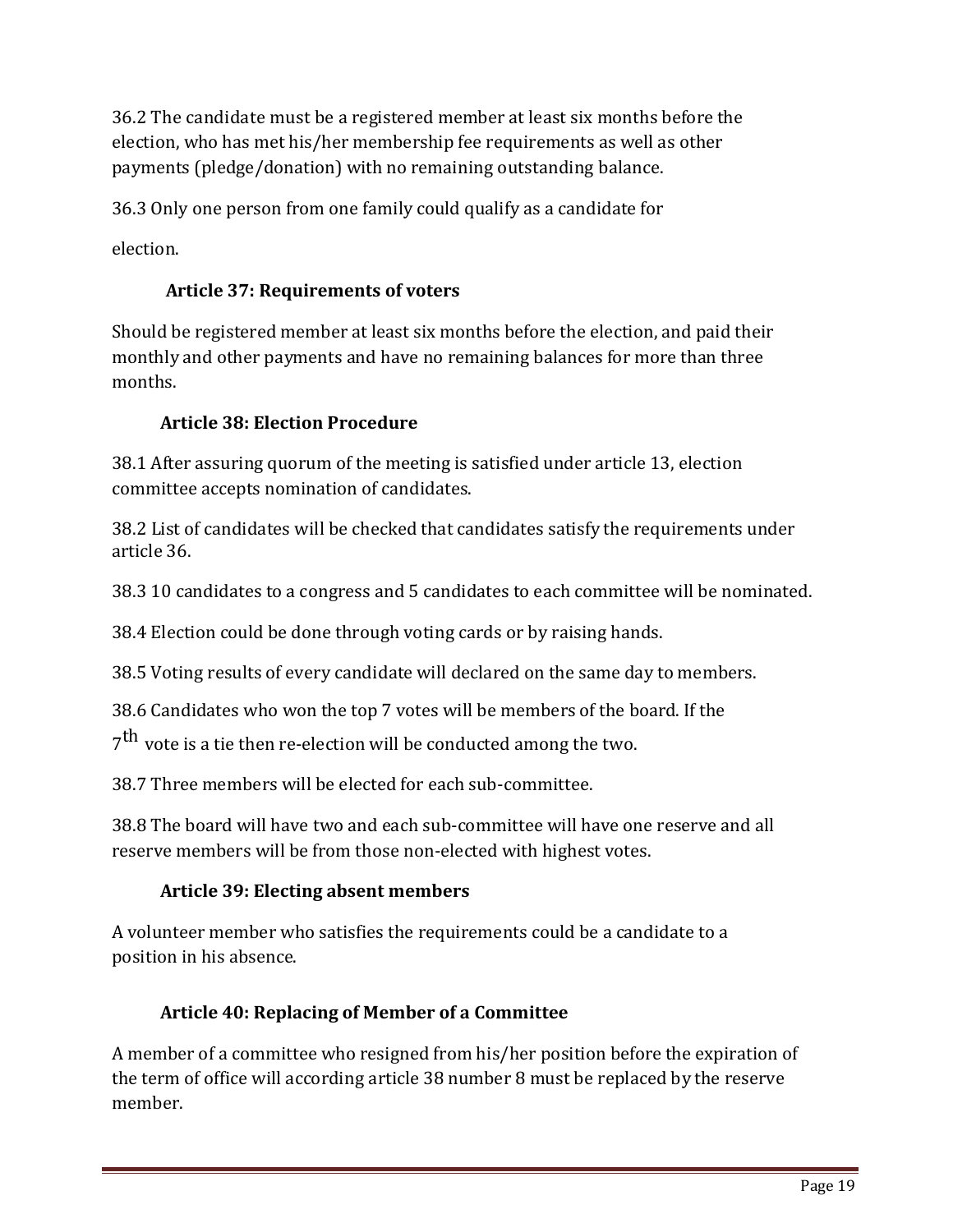36.2 The candidate must be a registered member at least six months before the election, who has met his/her membership fee requirements as well as other payments (pledge/donation) with no remaining outstanding balance.

36.3 Only one person from one family could qualify as a candidate for election.

### Article 37: Requirements of voters

Should be registered member at least six months before the election, and paid their monthly and other payments and have no remaining balances for more than three months.

### Article 38: Election Procedure

38.1 After assuring quorum of the meeting is satisfied under article 13, election committee accepts nomination of candidates.

38.2 List of candidates will be checked that candidates satisfy the requirements under article 36.

38.3 10 candidates to a congress and 5 candidates to each committee will be nominated.

38.4 Election could be done through voting cards or by raising hands.

38.5 Voting results of every candidate will declared on the same day to members.

38.6 Candidates who won the top 7 votes will be members of the board. If the 7th vote is a tie then re-election will be conducted among the two.

38.7 Three members will be elected for each sub-committee.

38.8 The board will have two and each sub-committee will have one reserve and all reserve members will be from those non-elected with highest votes.

### Article 39: Electing absent members

A volunteer member who satisfies the requirements could be a candidate to a position in his absence.

### Article 40: Replacing of Member of a Committee

A member of a committee who resigned from his/her position before the expiration of the term of office will according article 38 number 8 must be replaced by the reserve member.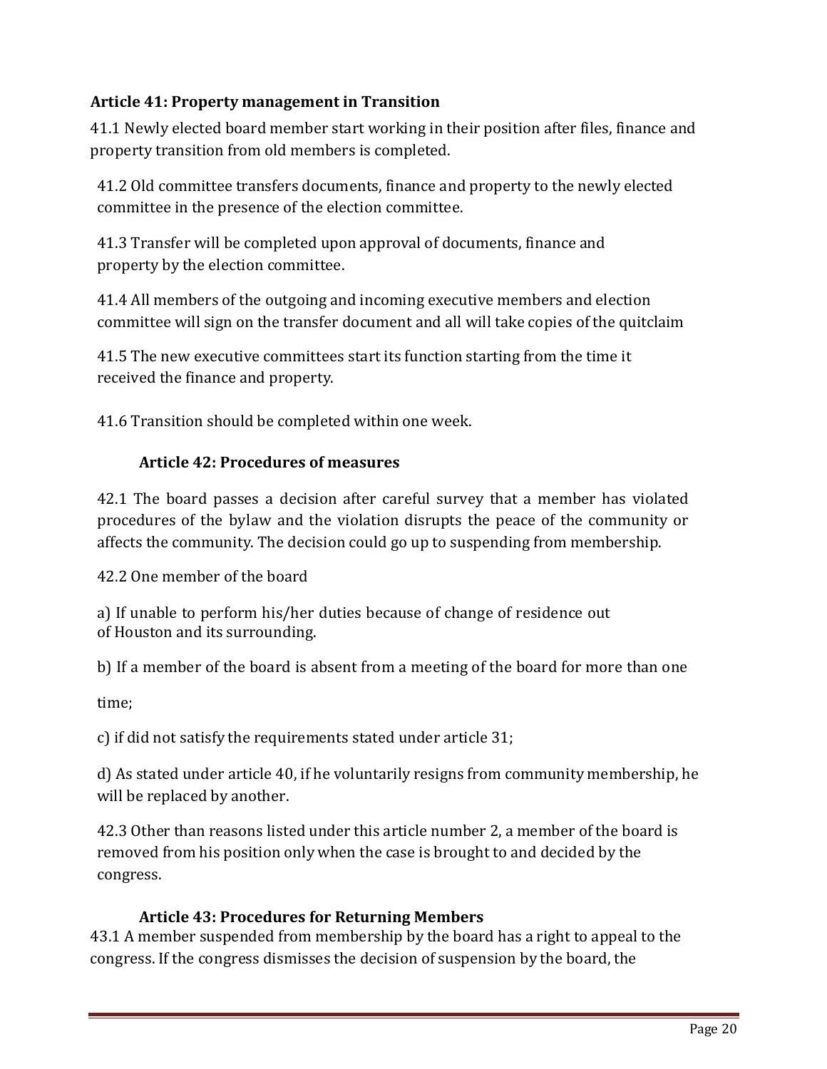### Article 41: Property management in Transition

41.1 Newly elected board member start working in their position after files, finance and property transition from old members is completed.

41.2 Old committee transfers documents, finance and property to the newly elected committee in the presence of the election committee.

41.3 Transfer will be completed upon approval of documents, finance and property by the election committee.

41.4 All members of the outgoing and incoming executive members and election committee will sign on the transfer document and all will take copies of the quitclaim

41.5 The new executive committees start its function starting from the time it received the finance and property.

41.6 Transition should be completed within one week.

### Article 42: Procedures of measures

42.1 The board passes a decision after careful survey that a member has violated procedures of the bylaw and the violation disrupts the peace of the community or affects the community. The decision could go up to suspending from membership.

42.2 One member of the board

a) If unable to perform his/her duties because of change of residence out of Houston and its surrounding.

b) If a member of the board is absent from a meeting of the board for more than one time;

c) if did not satisfy the requirements stated under article 31;

d) As stated under article 40, if he voluntarily resigns from community membership, he will be replaced by another.

42.3 Other than reasons listed under this article number 2, a member of the board is removed from his position only when the case is brought to and decided by the congress.

### Article 43: Procedures for Returning Members

43.1 A member suspended from membership by the board has a right to appeal to the congress. If the congress dismisses the decision of suspension by the board, the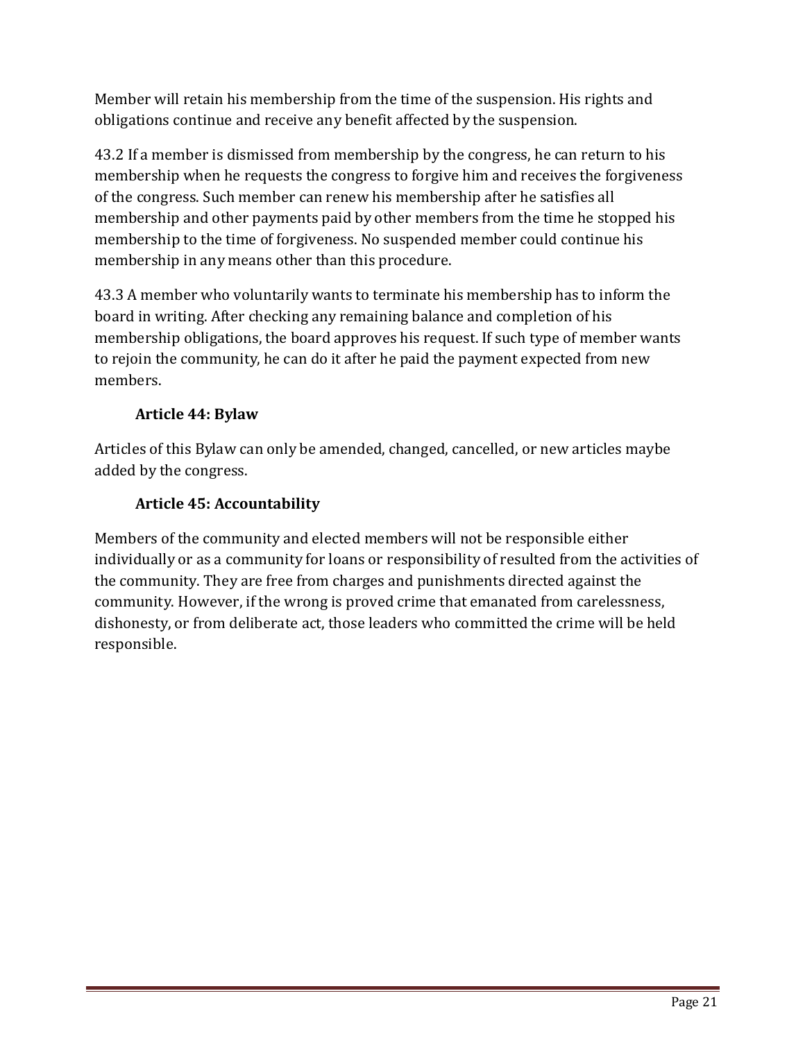Member will retain his membership from the time of the suspension. His rights and obligations continue and receive any benefit affected by the suspension.

43.2 If a member is dismissed from membership by the congress, he can return to his membership when he requests the congress to forgive him and receives the forgiveness of the congress. Such member can renew his membership after he satisfies all membership and other payments paid by other members from the time he stopped his membership to the time of forgiveness. No suspended member could continue his membership in any means other than this procedure.

43.3 A member who voluntarily wants to terminate his membership has to inform the board in writing. After checking any remaining balance and completion of his membership obligations, the board approves his request. If such type of member wants to rejoin the community, he can do it after he paid the payment expected from new members.

### Article 44: Bylaw

Articles of this Bylaw can only be amended, changed, cancelled, or new articles maybe added by the congress.

### Article 45: Accountability

Members of the community and elected members will not be responsible either individually or as a community for loans or responsibility of resulted from the activities of the community. They are free from charges and punishments directed against the community. However, if the wrong is proved crime that emanated from carelessness, dishonesty, or from deliberate act, those leaders who committed the crime will be held responsible.